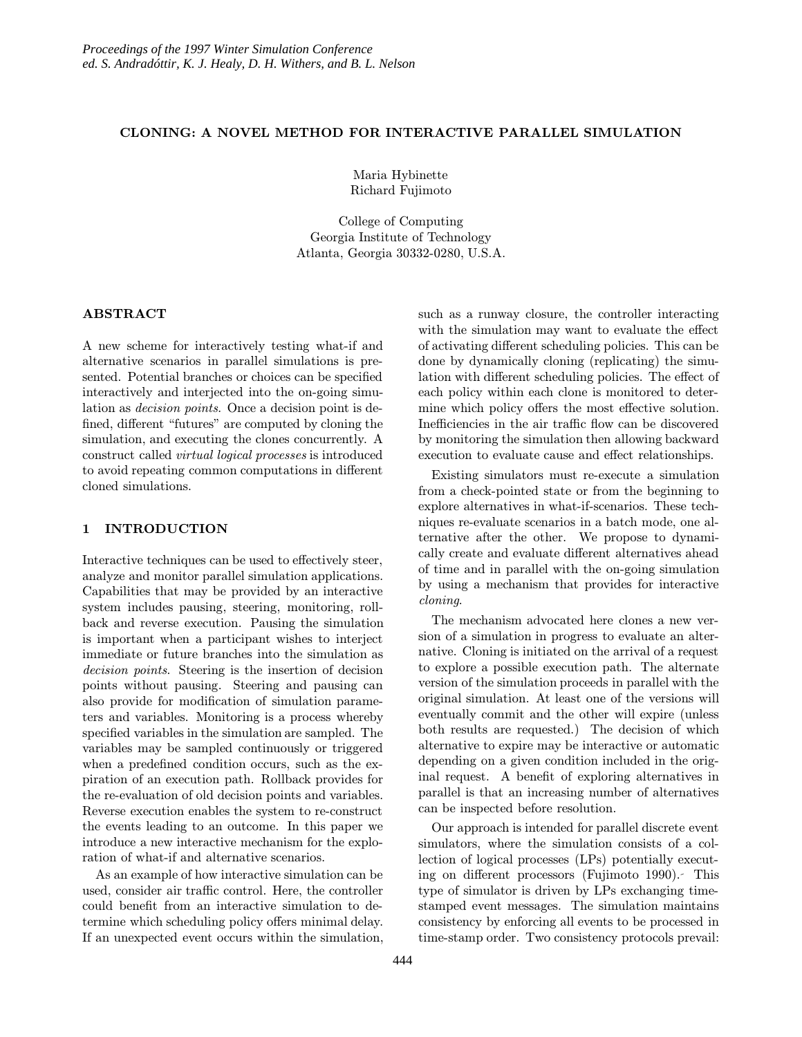# CLONING: A NOVEL METHOD FOR INTERACTIVE PARALLEL SIMULATION

Maria Hybinette
Richard Fujimoto

College of Computing
Georgia Institute of Technology
Atlanta, Georgia 30332-0280, U.S.A.

## ABSTRACT

A new scheme for interactively testing what-if and alternative scenarios in parallel simulations is presented. Potential branches or choices can be specified interactively and interjected into the on-going simulation as *decision points*. Once a decision point is defined, different "futures" are computed by cloning the simulation, and executing the clones concurrently. A construct called *virtual logical processes* is introduced to avoid repeating common computations in different cloned simulations.

## 1 INTRODUCTION

Interactive techniques can be used to effectively steer, analyze and monitor parallel simulation applications. Capabilities that may be provided by an interactive system includes pausing, steering, monitoring, rollback and reverse execution. Pausing the simulation is important when a participant wishes to interject immediate or future branches into the simulation as *decision points*. Steering is the insertion of decision points without pausing. Steering and pausing can also provide for modification of simulation parameters and variables. Monitoring is a process whereby specified variables in the simulation are sampled. The variables may be sampled continuously or triggered when a predefined condition occurs, such as the expiration of an execution path. Rollback provides for the re-evaluation of old decision points and variables. Reverse execution enables the system to re-construct the events leading to an outcome. In this paper we introduce a new interactive mechanism for the exploration of what-if and alternative scenarios.

As an example of how interactive simulation can be used, consider air traffic control. Here, the controller could benefit from an interactive simulation to determine which scheduling policy offers minimal delay. If an unexpected event occurs within the simulation, such as a runway closure, the controller interacting with the simulation may want to evaluate the effect of activating different scheduling policies. This can be done by dynamically cloning (replicating) the simulation with different scheduling policies. The effect of each policy within each clone is monitored to determine which policy offers the most effective solution. Inefficiencies in the air traffic flow can be discovered by monitoring the simulation then allowing backward execution to evaluate cause and effect relationships.

Existing simulators must re-execute a simulation from a check-pointed state or from the beginning to explore alternatives in what-if-scenarios. These techniques re-evaluate scenarios in a batch mode, one alternative after the other. We propose to dynamically create and evaluate different alternatives ahead of time and in parallel with the on-going simulation by using a mechanism that provides for interactive *cloning*.

The mechanism advocated here clones a new version of a simulation in progress to evaluate an alternative. Cloning is initiated on the arrival of a request to explore a possible execution path. The alternate version of the simulation proceeds in parallel with the original simulation. At least one of the versions will eventually commit and the other will expire (unless both results are requested.) The decision of which alternative to expire may be interactive or automatic depending on a given condition included in the original request. A benefit of exploring alternatives in parallel is that an increasing number of alternatives can be inspected before resolution.

Our approach is intended for parallel discrete event simulators, where the simulation consists of a collection of logical processes (LPs) potentially executing on different processors (Fujimoto 1990). This type of simulator is driven by LPs exchanging time-stamped event messages. The simulation maintains consistency by enforcing all events to be processed in time-stamp order. Two consistency protocols prevail: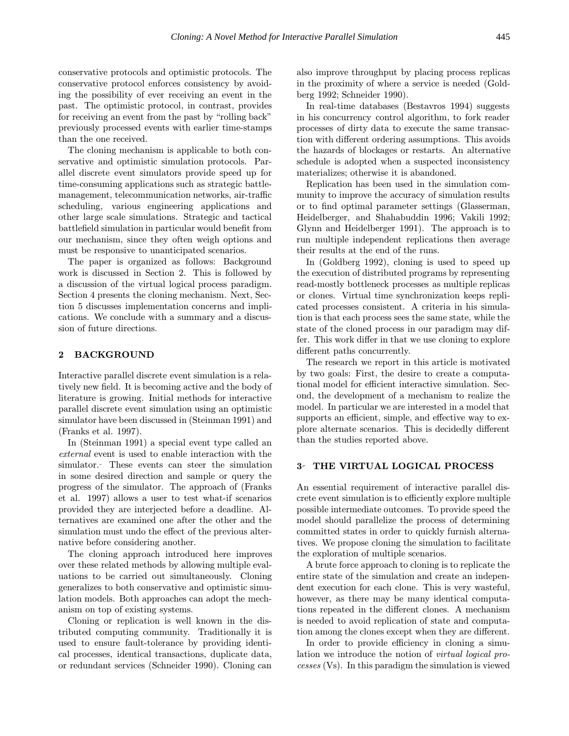conservative protocols and optimistic protocols. The conservative protocol enforces consistency by avoiding the possibility of ever receiving an event in the past. The optimistic protocol, in contrast, provides for receiving an event from the past by "rolling back" previously processed events with earlier time-stamps than the one received.

The cloning mechanism is applicable to both conservative and optimistic simulation protocols. Parallel discrete event simulators provide speed up for time-consuming applications such as strategic battle-management, telecommunication networks, air-traffic scheduling, various engineering applications and other large scale simulations. Strategic and tactical battlefield simulation in particular would benefit from our mechanism, since they often weigh options and must be responsive to unanticipated scenarios.

The paper is organized as follows: Background work is discussed in Section 2. This is followed by a discussion of the virtual logical process paradigm. Section 4 presents the cloning mechanism. Next, Section 5 discusses implementation concerns and implications. We conclude with a summary and a discussion of future directions.

## 2 BACKGROUND

Interactive parallel discrete event simulation is a relatively new field. It is becoming active and the body of literature is growing. Initial methods for interactive parallel discrete event simulation using an optimistic simulator have been discussed in (Steinman 1991) and (Franks et al. 1997).

In (Steinman 1991) a special event type called an *external* event is used to enable interaction with the simulator. These events can steer the simulation in some desired direction and sample or query the progress of the simulator. The approach of (Franks et al. 1997) allows a user to test what-if scenarios provided they are interjected before a deadline. Alternatives are examined one after the other and the simulation must undo the effect of the previous alternative before considering another.

The cloning approach introduced here improves over these related methods by allowing multiple evaluations to be carried out simultaneously. Cloning generalizes to both conservative and optimistic simulation models. Both approaches can adopt the mechanism on top of existing systems.

Cloning or replication is well known in the distributed computing community. Traditionally it is used to ensure fault-tolerance by providing identical processes, identical transactions, duplicate data, or redundant services (Schneider 1990). Cloning can also improve throughput by placing process replicas in the proximity of where a service is needed (Goldberg 1992; Schneider 1990).

In real-time databases (Bestavros 1994) suggests in his concurrency control algorithm, to fork reader processes of dirty data to execute the same transaction with different ordering assumptions. This avoids the hazards of blockages or restarts. An alternative schedule is adopted when a suspected inconsistency materializes; otherwise it is abandoned.

Replication has been used in the simulation community to improve the accuracy of simulation results or to find optimal parameter settings (Glasserman, Heidelberger, and Shahabuddin 1996; Vakili 1992; Glynn and Heidelberger 1991). The approach is to run multiple independent replications then average their results at the end of the runs.

In (Goldberg 1992), cloning is used to speed up the execution of distributed programs by representing read-mostly bottleneck processes as multiple replicas or clones. Virtual time synchronization keeps replicated processes consistent. A criteria in his simulation is that each process sees the same state, while the state of the cloned process in our paradigm may differ. This work differ in that we use cloning to explore different paths concurrently.

The research we report in this article is motivated by two goals: First, the desire to create a computational model for efficient interactive simulation. Second, the development of a mechanism to realize the model. In particular we are interested in a model that supports an efficient, simple, and effective way to explore alternate scenarios. This is decidedly different than the studies reported above.

## 3 THE VIRTUAL LOGICAL PROCESS

An essential requirement of interactive parallel discrete event simulation is to efficiently explore multiple possible intermediate outcomes. To provide speed the model should parallelize the process of determining committed states in order to quickly furnish alternatives. We propose cloning the simulation to facilitate the exploration of multiple scenarios.

A brute force approach to cloning is to replicate the entire state of the simulation and create an independent execution for each clone. This is very wasteful, however, as there may be many identical computations repeated in the different clones. A mechanism is needed to avoid replication of state and computation among the clones except when they are different.

In order to provide efficiency in cloning a simulation we introduce the notion of *virtual logical processes* (Vs). In this paradigm the simulation is viewed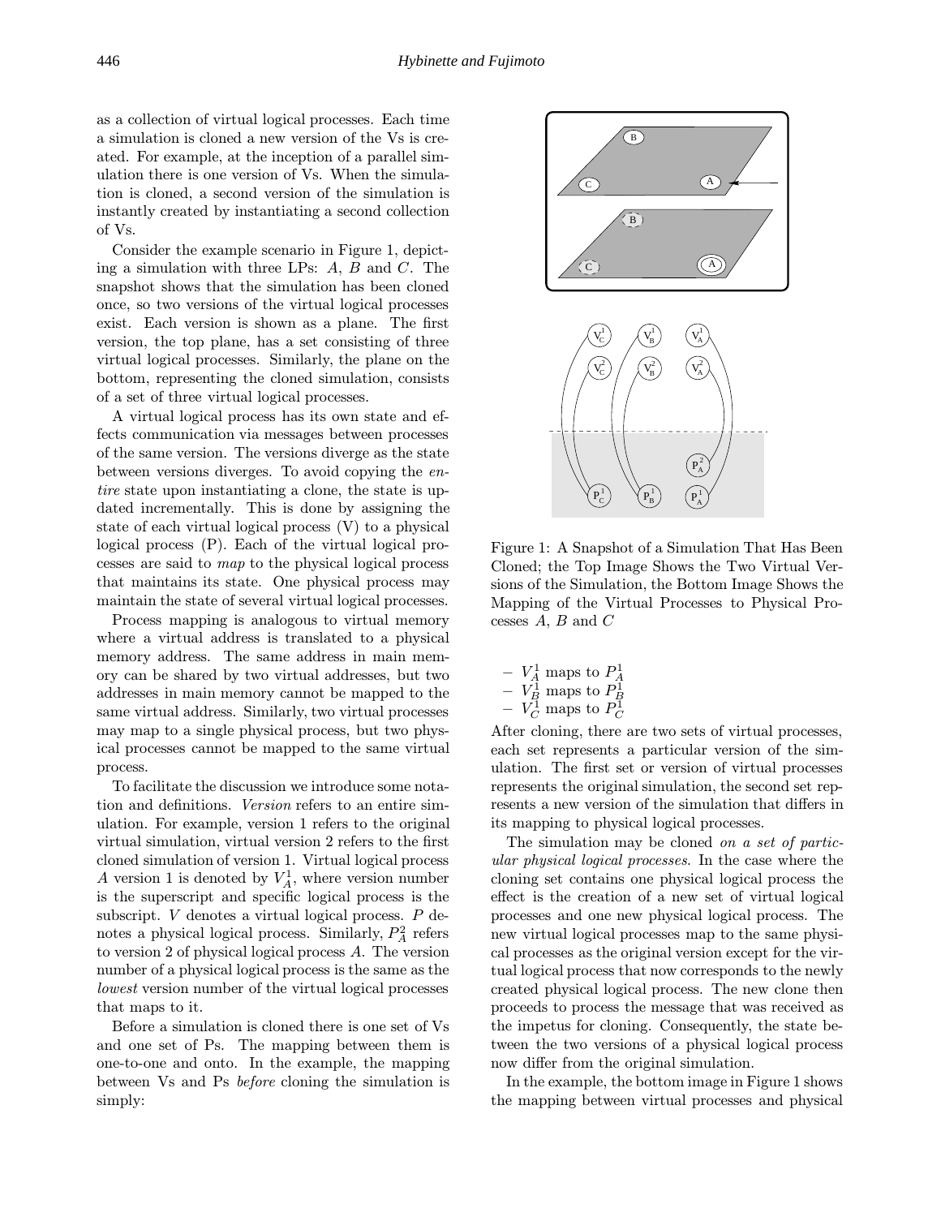as a collection of virtual logical processes. Each time a simulation is cloned a new version of the Vs is created. For example, at the inception of a parallel simulation there is one version of Vs. When the simulation is cloned, a second version of the simulation is instantly created by instantiating a second collection of Vs.

Consider the example scenario in Figure 1, depicting a simulation with three LPs: $A$, $B$ and $C$. The snapshot shows that the simulation has been cloned once, so two versions of the virtual logical processes exist. Each version is shown as a plane. The first version, the top plane, has a set consisting of three virtual logical processes. Similarly, the plane on the bottom, representing the cloned simulation, consists of a set of three virtual logical processes.

A virtual logical process has its own state and effects communication via messages between processes of the same version. The versions diverge as the state between versions diverges. To avoid copying the *entire* state upon instantiating a clone, the state is updated incrementally. This is done by assigning the state of each virtual logical process (V) to a physical logical process (P). Each of the virtual logical processes are said to *map* to the physical logical process that maintains its state. One physical process may maintain the state of several virtual logical processes.

Process mapping is analogous to virtual memory where a virtual address is translated to a physical memory address. The same address in main memory can be shared by two virtual addresses, but two addresses in main memory cannot be mapped to the same virtual address. Similarly, two virtual processes may map to a single physical process, but two physical processes cannot be mapped to the same virtual process.

To facilitate the discussion we introduce some notation and definitions. *Version* refers to an entire simulation. For example, version 1 refers to the original virtual simulation, virtual version 2 refers to the first cloned simulation of version 1. Virtual logical process $A$ version 1 is denoted by $V_A^1$, where version number is the superscript and specific logical process is the subscript. $V$ denotes a virtual logical process. $P$ denotes a physical logical process. Similarly, $P_A^2$ refers to version 2 of physical logical process $A$. The version number of a physical logical process is the same as the *lowest* version number of the virtual logical processes that maps to it.

Before a simulation is cloned there is one set of Vs and one set of Ps. The mapping between them is one-to-one and onto. In the example, the mapping between Vs and Ps *before* cloning the simulation is simply:

Figure 1: A Snapshot of a Simulation That Has Been Cloned; the Top Image Shows the Two Virtual Versions of the Simulation, the Bottom Image Shows the Mapping of the Virtual Processes to Physical Processes $A$, $B$ and $C$

- $V_A^1$ maps to $P_A^1$
- $V_B^1$ maps to $P_B^1$
- $V_C^1$ maps to $P_C^1$

After cloning, there are two sets of virtual processes, each set represents a particular version of the simulation. The first set or version of virtual processes represents the original simulation, the second set represents a new version of the simulation that differs in its mapping to physical logical processes.

The simulation may be cloned *on a set of particular physical logical processes*. In the case where the cloning set contains one physical logical process the effect is the creation of a new set of virtual logical processes and one new physical logical process. The new virtual logical processes map to the same physical processes as the original version except for the virtual logical process that now corresponds to the newly created physical logical process. The new clone then proceeds to process the message that was received as the impetus for cloning. Consequently, the state between the two versions of a physical logical process now differ from the original simulation.

In the example, the bottom image in Figure 1 shows the mapping between virtual processes and physical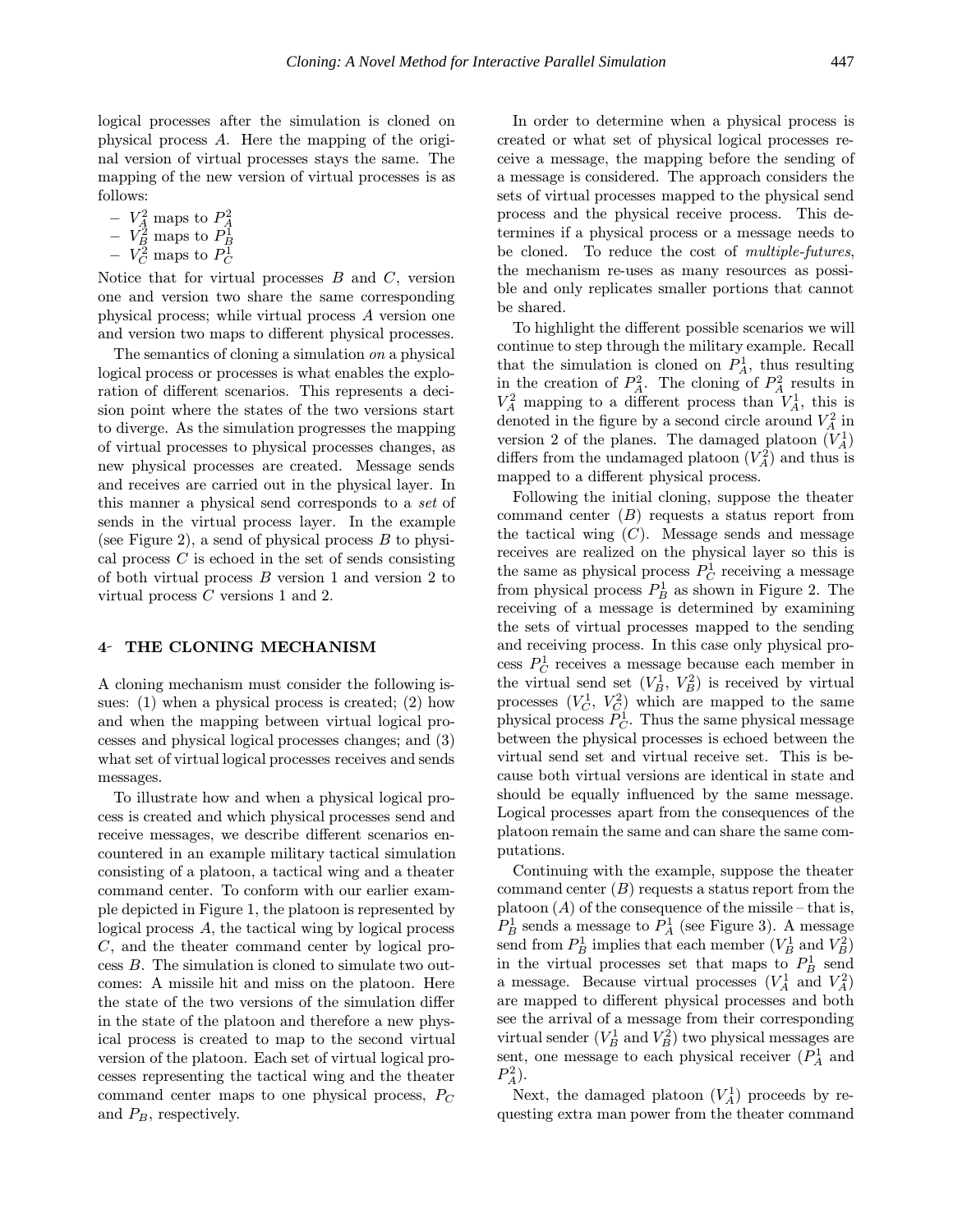logical processes after the simulation is cloned on physical process $A$. Here the mapping of the original version of virtual processes stays the same. The mapping of the new version of virtual processes is as follows:

- $V_A^2$ maps to $P_A^2$
- $V_B^2$ maps to $P_B^1$
- $V_C^2$ maps to $P_C^1$

Notice that for virtual processes $B$ and $C$, version one and version two share the same corresponding physical process; while virtual process $A$ version one and version two maps to different physical processes.

The semantics of cloning a simulation *on* a physical logical process or processes is what enables the exploration of different scenarios. This represents a decision point where the states of the two versions start to diverge. As the simulation progresses the mapping of virtual processes to physical processes changes, as new physical processes are created. Message sends and receives are carried out in the physical layer. In this manner a physical send corresponds to a *set* of sends in the virtual process layer. In the example (see Figure 2), a send of physical process $B$ to physical process $C$ is echoed in the set of sends consisting of both virtual process $B$ version 1 and version 2 to virtual process $C$ versions 1 and 2.

## 4 THE CLONING MECHANISM

A cloning mechanism must consider the following issues: (1) when a physical process is created; (2) how and when the mapping between virtual logical processes and physical logical processes changes; and (3) what set of virtual logical processes receives and sends messages.

To illustrate how and when a physical logical process is created and which physical processes send and receive messages, we describe different scenarios encountered in an example military tactical simulation consisting of a platoon, a tactical wing and a theater command center. To conform with our earlier example depicted in Figure 1, the platoon is represented by logical process $A$, the tactical wing by logical process $C$, and the theater command center by logical process $B$. The simulation is cloned to simulate two outcomes: A missile hit and miss on the platoon. Here the state of the two versions of the simulation differ in the state of the platoon and therefore a new physical process is created to map to the second virtual version of the platoon. Each set of virtual logical processes representing the tactical wing and the theater command center maps to one physical process, $P_C$ and $P_B$, respectively.

In order to determine when a physical process is created or what set of physical logical processes receive a message, the mapping before the sending of a message is considered. The approach considers the sets of virtual processes mapped to the physical send process and the physical receive process. This determines if a physical process or a message needs to be cloned. To reduce the cost of *multiple-futures*, the mechanism re-uses as many resources as possible and only replicates smaller portions that cannot be shared.

To highlight the different possible scenarios we will continue to step through the military example. Recall that the simulation is cloned on $P_A^1$, thus resulting in the creation of $P_A^2$. The cloning of $P_A^2$ results in $V_A^2$ mapping to a different process than $V_A^1$, this is denoted in the figure by a second circle around $V_A^2$ in version 2 of the planes. The damaged platoon ($V_A^1$) differs from the undamaged platoon ($V_A^2$) and thus is mapped to a different physical process.

Following the initial cloning, suppose the theater command center ($B$) requests a status report from the tactical wing ($C$). Message sends and message receives are realized on the physical layer so this is the same as physical process $P_C^1$ receiving a message from physical process $P_B^1$ as shown in Figure 2. The receiving of a message is determined by examining the sets of virtual processes mapped to the sending and receiving process. In this case only physical process $P_C^1$ receives a message because each member in the virtual send set ($V_B^1$, $V_B^2$) is received by virtual processes ($V_C^1$, $V_C^2$) which are mapped to the same physical process $P_C^1$. Thus the same physical message between the physical processes is echoed between the virtual send set and virtual receive set. This is because both virtual versions are identical in state and should be equally influenced by the same message. Logical processes apart from the consequences of the platoon remain the same and can share the same computations.

Continuing with the example, suppose the theater command center ($B$) requests a status report from the platoon ($A$) of the consequence of the missile – that is, $P_B^1$ sends a message to $P_A^1$ (see Figure 3). A message send from $P_B^1$ implies that each member ($V_B^1$ and $V_B^2$) in the virtual processes set that maps to $P_B^1$ send a message. Because virtual processes ($V_A^1$ and $V_A^2$) are mapped to different physical processes and both see the arrival of a message from their corresponding virtual sender ($V_B^1$ and $V_B^2$) two physical messages are sent, one message to each physical receiver ($P_A^1$ and $P_A^2$).

Next, the damaged platoon ($V_A^1$) proceeds by requesting extra man power from the theater command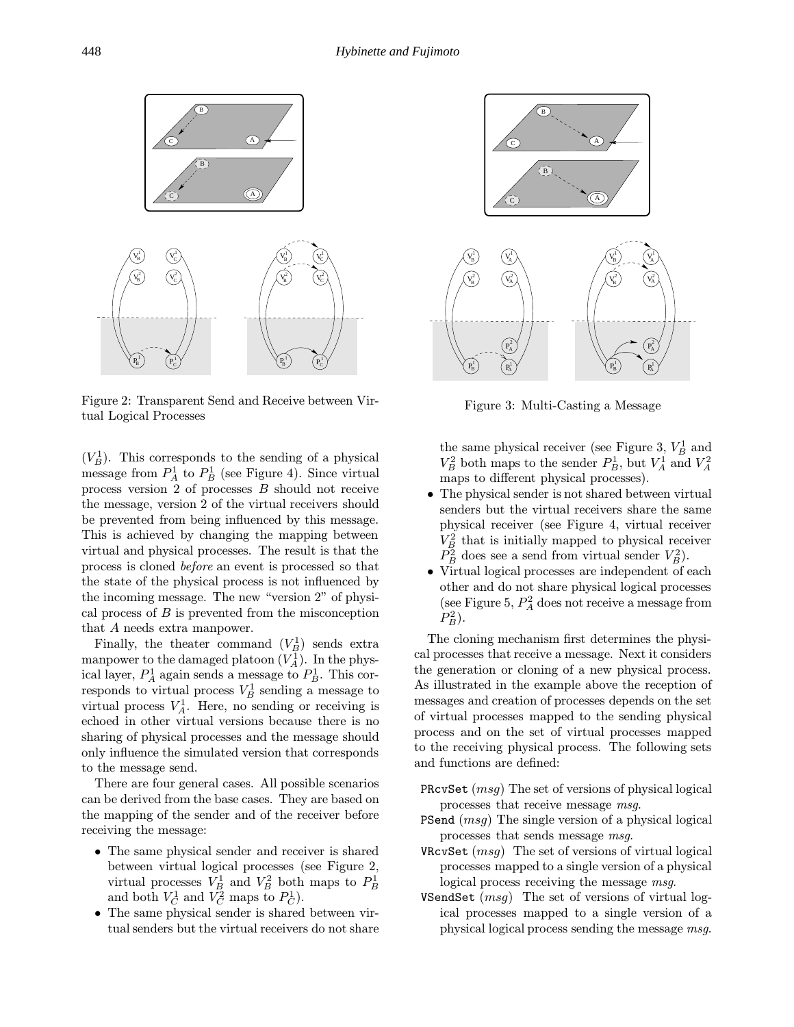Figure 2: Transparent Send and Receive between Virtual Logical Processes

Figure 3: Multi-Casting a Message

($V_B^1$). This corresponds to the sending of a physical message from $P_A^1$ to $P_B^1$ (see Figure 4). Since virtual process version 2 of processes $B$ should not receive the message, version 2 of the virtual receivers should be prevented from being influenced by this message. This is achieved by changing the mapping between virtual and physical processes. The result is that the process is cloned *before* an event is processed so that the state of the physical process is not influenced by the incoming message. The new "version 2" of physical process of $B$ is prevented from the misconception that $A$ needs extra manpower.

Finally, the theater command ($V_B^1$) sends extra manpower to the damaged platoon ($V_A^1$). In the physical layer, $P_A^1$ again sends a message to $P_B^1$. This corresponds to virtual process $V_B^1$ sending a message to virtual process $V_A^1$. Here, no sending or receiving is echoed in other virtual versions because there is no sharing of physical processes and the message should only influence the simulated version that corresponds to the message send.

There are four general cases. All possible scenarios can be derived from the base cases. They are based on the mapping of the sender and of the receiver before receiving the message:

- The same physical sender and receiver is shared between virtual logical processes (see Figure 2, virtual processes $V_B^1$ and $V_B^2$ both maps to $P_B^1$ and both $V_C^1$ and $V_C^2$ maps to $P_C^1$).
- The same physical sender is shared between virtual senders but the virtual receivers do not share the same physical receiver (see Figure 3, $V_B^1$ and $V_B^2$ both maps to the sender $P_B^1$, but $V_A^1$ and $V_A^2$ maps to different physical processes).
- The physical sender is not shared between virtual senders but the virtual receivers share the same physical receiver (see Figure 4, virtual receiver $V_B^2$ that is initially mapped to physical receiver $P_B^2$ does see a send from virtual sender $V_B^2$).
- Virtual logical processes are independent of each other and do not share physical logical processes (see Figure 5, $P_A^2$ does not receive a message from $P_B^2$).

The cloning mechanism first determines the physical processes that receive a message. Next it considers the generation or cloning of a new physical process. As illustrated in the example above the reception of messages and creation of processes depends on the set of virtual processes mapped to the sending physical process and on the set of virtual processes mapped to the receiving physical process. The following sets and functions are defined:

`PRcvSet` (*msg*) The set of versions of physical logical processes that receive message *msg*.

`PSend` (*msg*) The single version of a physical logical processes that sends message *msg*.

`VRcvSet` (*msg*) The set of versions of virtual logical processes mapped to a single version of a physical logical process receiving the message *msg*.

`VSendSet` (*msg*) The set of versions of virtual logical processes mapped to a single version of a physical logical process sending the message *msg*.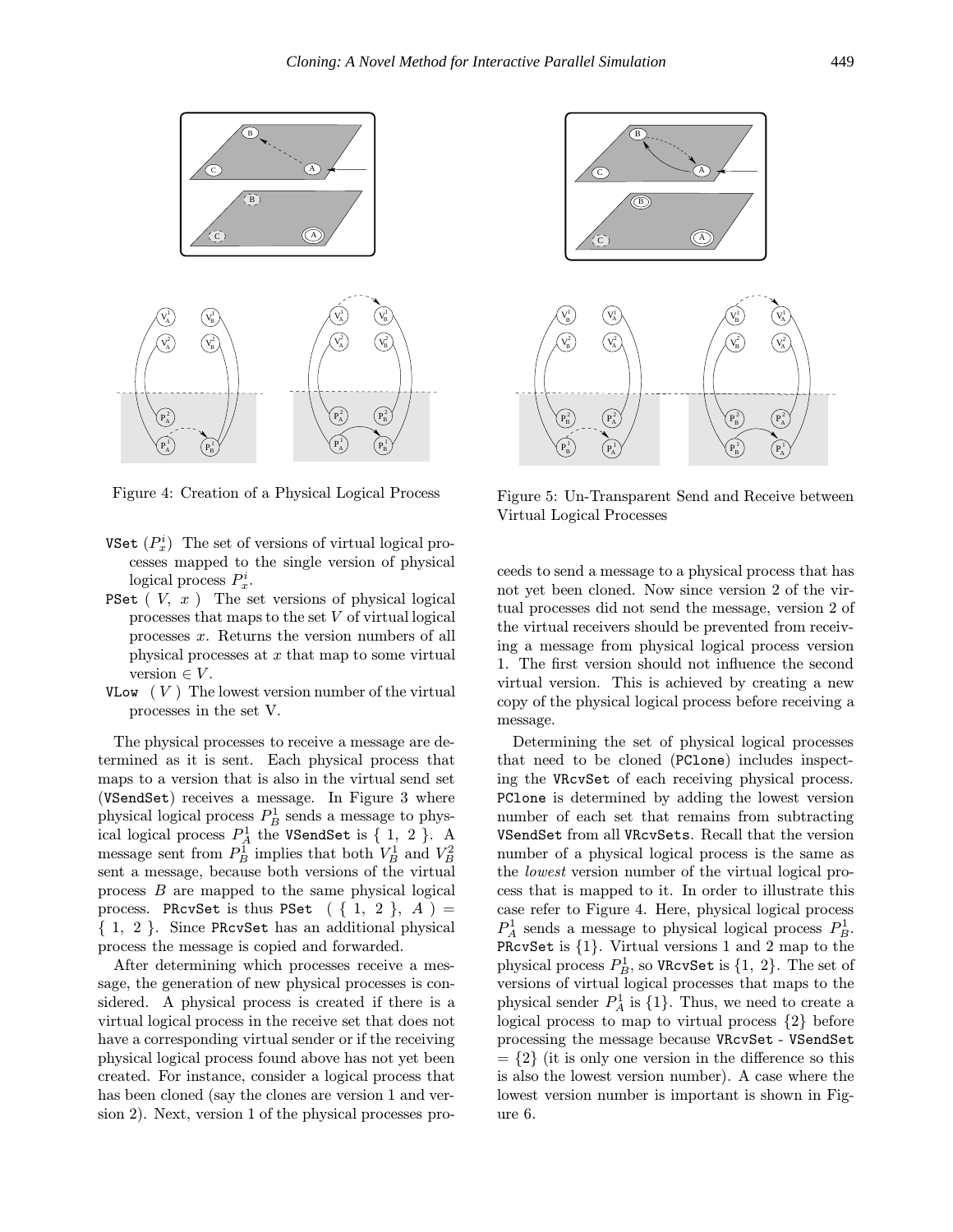Figure 4: Creation of a Physical Logical Process

Figure 5: Un-Transparent Send and Receive between Virtual Logical Processes

VSet $(P_x^i)$ The set of versions of virtual logical processes mapped to the single version of physical logical process $P_x^i$.

PSet $(V, x)$ The set versions of physical logical processes that maps to the set $V$ of virtual logical processes $x$. Returns the version numbers of all physical processes at $x$ that map to some virtual version $\in V$.

VLow $(V)$ The lowest version number of the virtual processes in the set V.

The physical processes to receive a message are determined as it is sent. Each physical process that maps to a version that is also in the virtual send set (VSendSet) receives a message. In Figure 3 where physical logical process $P_B^1$ sends a message to physical logical process $P_A^1$ the VSendSet is $\{1, 2\}$. A message sent from $P_B^1$ implies that both $V_B^1$ and $V_B^2$ sent a message, because both versions of the virtual process $B$ are mapped to the same physical logical process. PRcvSet is thus PSet $(\{1, 2\}, A) = \{1, 2\}$. Since PRcvSet has an additional physical process the message is copied and forwarded.

After determining which processes receive a message, the generation of new physical processes is considered. A physical process is created if there is a virtual logical process in the receive set that does not have a corresponding virtual sender or if the receiving physical logical process found above has not yet been created. For instance, consider a logical process that has been cloned (say the clones are version 1 and version 2). Next, version 1 of the physical processes proceeds to send a message to a physical process that has not yet been cloned. Now since version 2 of the virtual processes did not send the message, version 2 of the virtual receivers should be prevented from receiving a message from physical logical process version 1. The first version should not influence the second virtual version. This is achieved by creating a new copy of the physical logical process before receiving a message.

Determining the set of physical logical processes that need to be cloned (PClone) includes inspecting the VRcvSet of each receiving physical process. PClone is determined by adding the lowest version number of each set that remains from subtracting VSendSet from all VRcvSets. Recall that the version number of a physical logical process is the same as the *lowest* version number of the virtual logical process that is mapped to it. In order to illustrate this case refer to Figure 4. Here, physical logical process $P_A^1$ sends a message to physical logical process $P_B^1$. PRcvSet is $\{1\}$. Virtual versions 1 and 2 map to the physical process $P_B^1$, so VRcvSet is $\{1, 2\}$. The set of versions of virtual logical processes that maps to the physical sender $P_A^1$ is $\{1\}$. Thus, we need to create a logical process to map to virtual process $\{2\}$ before processing the message because VRcvSet - VSendSet $= \{2\}$ (it is only one version in the difference so this is also the lowest version number). A case where the lowest version number is important is shown in Figure 6.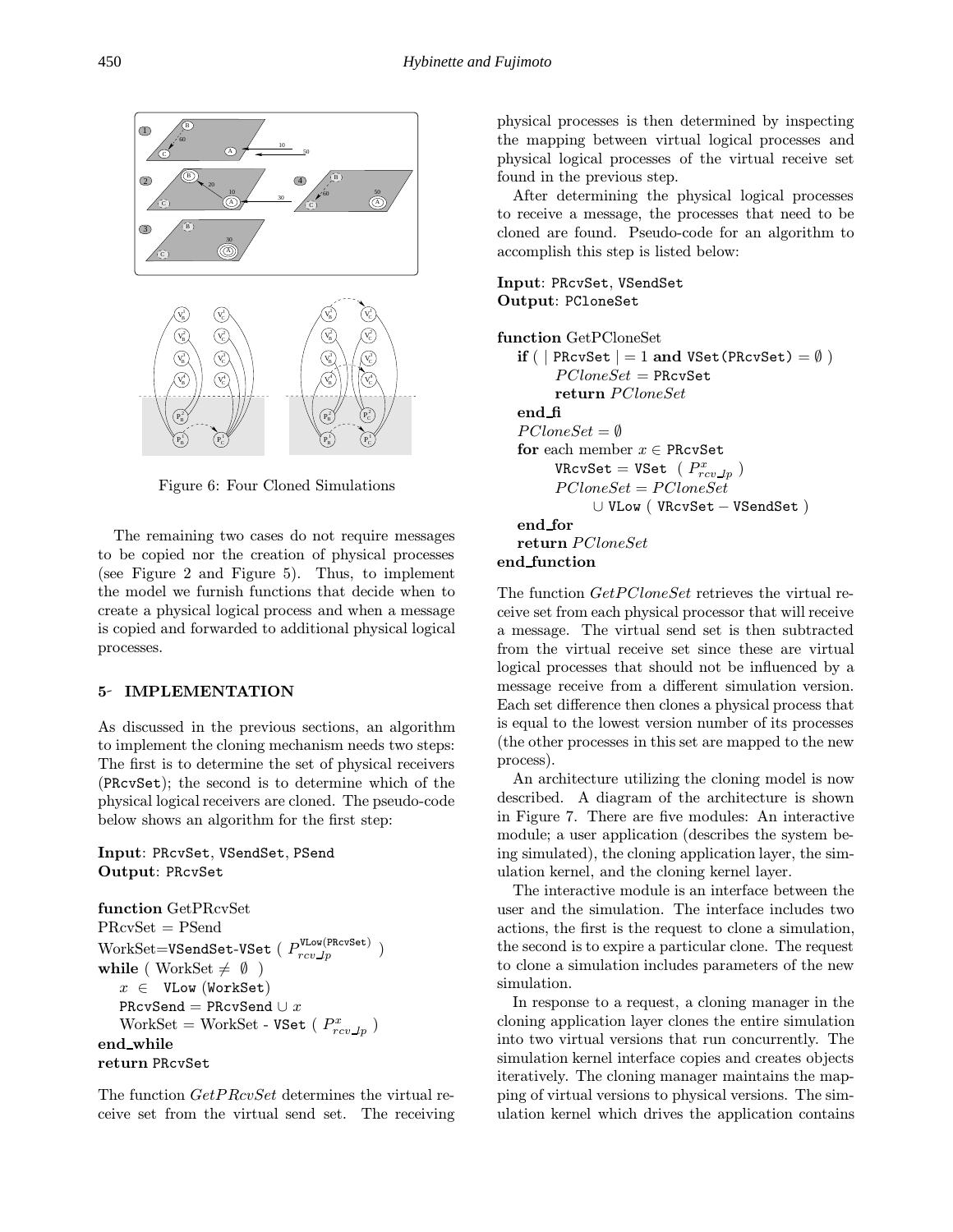Figure 6: Four Cloned Simulations

The remaining two cases do not require messages to be copied nor the creation of physical processes (see Figure 2 and Figure 5). Thus, to implement the model we furnish functions that decide when to create a physical logical process and when a message is copied and forwarded to additional physical logical processes.

## 5- IMPLEMENTATION

As discussed in the previous sections, an algorithm to implement the cloning mechanism needs two steps: The first is to determine the set of physical receivers (PRcvSet); the second is to determine which of the physical logical receivers are cloned. The pseudo-code below shows an algorithm for the first step:

**Input**: PRcvSet, VSendSet, PSend
**Output**: PRcvSet

**function** GetPRcvSet
PRcvSet = PSend
WorkSet=VSendSet-VSet ( $P^{\texttt{VLow(PRcvSet)}}_{rcv\_lp}$ )
**while** ( WorkSet $\neq \emptyset$ )
  $x \in$ VLow (WorkSet)
  PRcvSend = PRcvSend $\cup\, x$
  WorkSet = WorkSet - VSet ( $P^{x}_{rcv\_lp}$ )
**end_while**
**return** PRcvSet

The function *GetPRcvSet* determines the virtual receive set from the virtual send set. The receiving physical processes is then determined by inspecting the mapping between virtual logical processes and physical logical processes of the virtual receive set found in the previous step.

After determining the physical logical processes to receive a message, the processes that need to be cloned are found. Pseudo-code for an algorithm to accomplish this step is listed below:

**Input**: PRcvSet, VSendSet
**Output**: PCloneSet

**function** GetPCloneSet
  **if** ( | PRcvSet | = 1 **and** VSet(PRcvSet) = $\emptyset$ )
    $PCloneSet$ = PRcvSet
    **return** $PCloneSet$
  **end_fi**
  $PCloneSet = \emptyset$
  **for** each member $x \in$ PRcvSet
    VRcvSet = VSet ( $P^{x}_{rcv\_lp}$ )
    $PCloneSet = PCloneSet$
      $\cup$ VLow ( VRcvSet $-$ VSendSet )
  **end_for**
  **return** $PCloneSet$
**end_function**

The function *GetPCloneSet* retrieves the virtual receive set from each physical processor that will receive a message. The virtual send set is then subtracted from the virtual receive set since these are virtual logical processes that should not be influenced by a message receive from a different simulation version. Each set difference then clones a physical process that is equal to the lowest version number of its processes (the other processes in this set are mapped to the new process).

An architecture utilizing the cloning model is now described. A diagram of the architecture is shown in Figure 7. There are five modules: An interactive module; a user application (describes the system being simulated), the cloning application layer, the simulation kernel, and the cloning kernel layer.

The interactive module is an interface between the user and the simulation. The interface includes two actions, the first is the request to clone a simulation, the second is to expire a particular clone. The request to clone a simulation includes parameters of the new simulation.

In response to a request, a cloning manager in the cloning application layer clones the entire simulation into two virtual versions that run concurrently. The simulation kernel interface copies and creates objects iteratively. The cloning manager maintains the mapping of virtual versions to physical versions. The simulation kernel which drives the application contains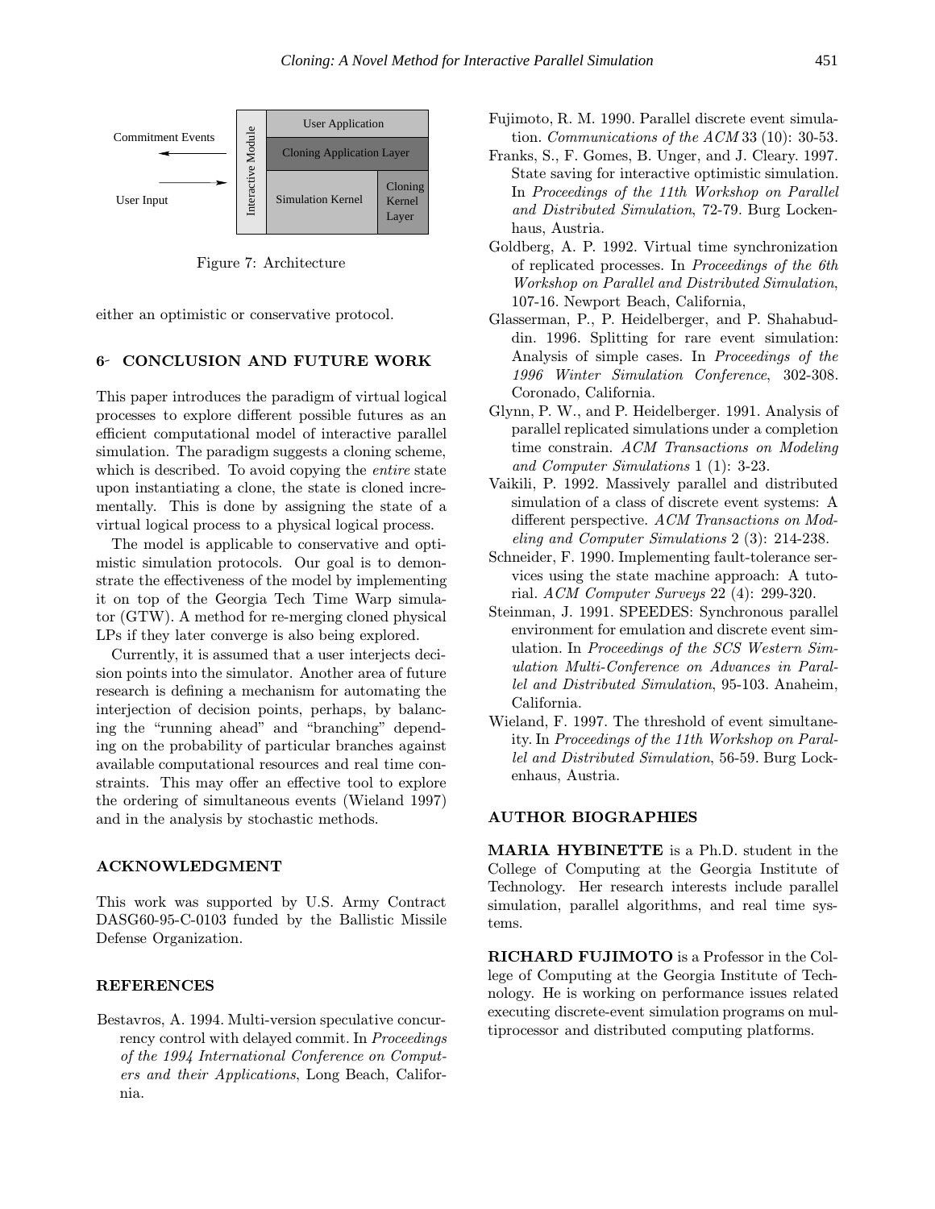Commitment Events

User Input

Interactive Module

User Application

Cloning Application Layer

Simulation Kernel

Cloning Kernel Layer

Figure 7: Architecture

either an optimistic or conservative protocol.

## 6 CONCLUSION AND FUTURE WORK

This paper introduces the paradigm of virtual logical processes to explore different possible futures as an efficient computational model of interactive parallel simulation. The paradigm suggests a cloning scheme, which is described. To avoid copying the *entire* state upon instantiating a clone, the state is cloned incrementally. This is done by assigning the state of a virtual logical process to a physical logical process.

The model is applicable to conservative and optimistic simulation protocols. Our goal is to demonstrate the effectiveness of the model by implementing it on top of the Georgia Tech Time Warp simulator (GTW). A method for re-merging cloned physical LPs if they later converge is also being explored.

Currently, it is assumed that a user interjects decision points into the simulator. Another area of future research is defining a mechanism for automating the interjection of decision points, perhaps, by balancing the "running ahead" and "branching" depending on the probability of particular branches against available computational resources and real time constraints. This may offer an effective tool to explore the ordering of simultaneous events (Wieland 1997) and in the analysis by stochastic methods.

## ACKNOWLEDGMENT

This work was supported by U.S. Army Contract DASG60-95-C-0103 funded by the Ballistic Missile Defense Organization.

## REFERENCES

Bestavros, A. 1994. Multi-version speculative concurrency control with delayed commit. In *Proceedings of the 1994 International Conference on Computers and their Applications*, Long Beach, California.

Fujimoto, R. M. 1990. Parallel discrete event simulation. *Communications of the ACM* 33 (10): 30-53.

Franks, S., F. Gomes, B. Unger, and J. Cleary. 1997. State saving for interactive optimistic simulation. In *Proceedings of the 11th Workshop on Parallel and Distributed Simulation*, 72-79. Burg Lockenhaus, Austria.

Goldberg, A. P. 1992. Virtual time synchronization of replicated processes. In *Proceedings of the 6th Workshop on Parallel and Distributed Simulation*, 107-16. Newport Beach, California,

Glasserman, P., P. Heidelberger, and P. Shahabuddin. 1996. Splitting for rare event simulation: Analysis of simple cases. In *Proceedings of the 1996 Winter Simulation Conference*, 302-308. Coronado, California.

Glynn, P. W., and P. Heidelberger. 1991. Analysis of parallel replicated simulations under a completion time constrain. *ACM Transactions on Modeling and Computer Simulations* 1 (1): 3-23.

Vaikili, P. 1992. Massively parallel and distributed simulation of a class of discrete event systems: A different perspective. *ACM Transactions on Modeling and Computer Simulations* 2 (3): 214-238.

Schneider, F. 1990. Implementing fault-tolerance services using the state machine approach: A tutorial. *ACM Computer Surveys* 22 (4): 299-320.

Steinman, J. 1991. SPEEDES: Synchronous parallel environment for emulation and discrete event simulation. In *Proceedings of the SCS Western Simulation Multi-Conference on Advances in Parallel and Distributed Simulation*, 95-103. Anaheim, California.

Wieland, F. 1997. The threshold of event simultaneity. In *Proceedings of the 11th Workshop on Parallel and Distributed Simulation*, 56-59. Burg Lockenhaus, Austria.

## AUTHOR BIOGRAPHIES

**MARIA HYBINETTE** is a Ph.D. student in the College of Computing at the Georgia Institute of Technology. Her research interests include parallel simulation, parallel algorithms, and real time systems.

**RICHARD FUJIMOTO** is a Professor in the College of Computing at the Georgia Institute of Technology. He is working on performance issues related executing discrete-event simulation programs on multiprocessor and distributed computing platforms.